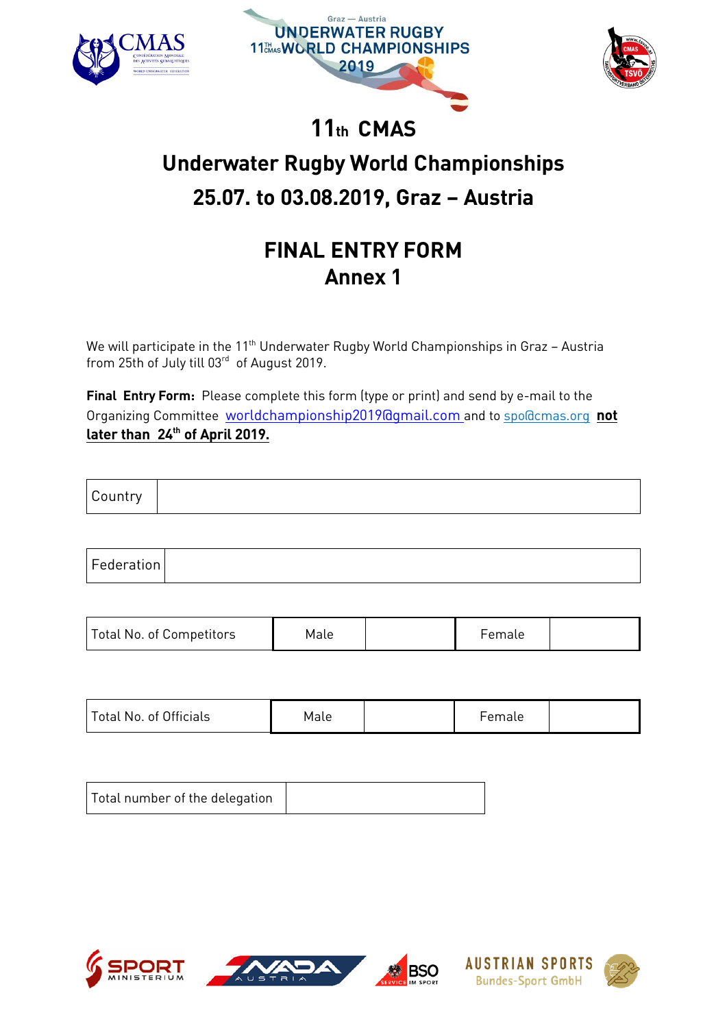# 11th CMAS

# Underwater Rugby World Championships

# 25.07. to 03.08.2019, Graz – Austria

## FINAL ENTRY FORM

## Annex 1

We will participate in the 11th Underwater Rugby World Championships in Graz – Austria from 25th of July till 03rd of August 2019.

**Final Entry Form:** Please complete this form (type or print) and send by e-mail to the Organizing Committee worldchampionship2019@gmail.com and to spo@cmas.org **not later than 24th of April 2019.**

| Country | |
|---|---|

| Federation | |
|---|---|

| Total No. of Competitors | Male | | Female | |
|---|---|---|---|---|

| Total No. of Officials | Male | | Female | |
|---|---|---|---|---|

| Total number of the delegation | |
|---|---|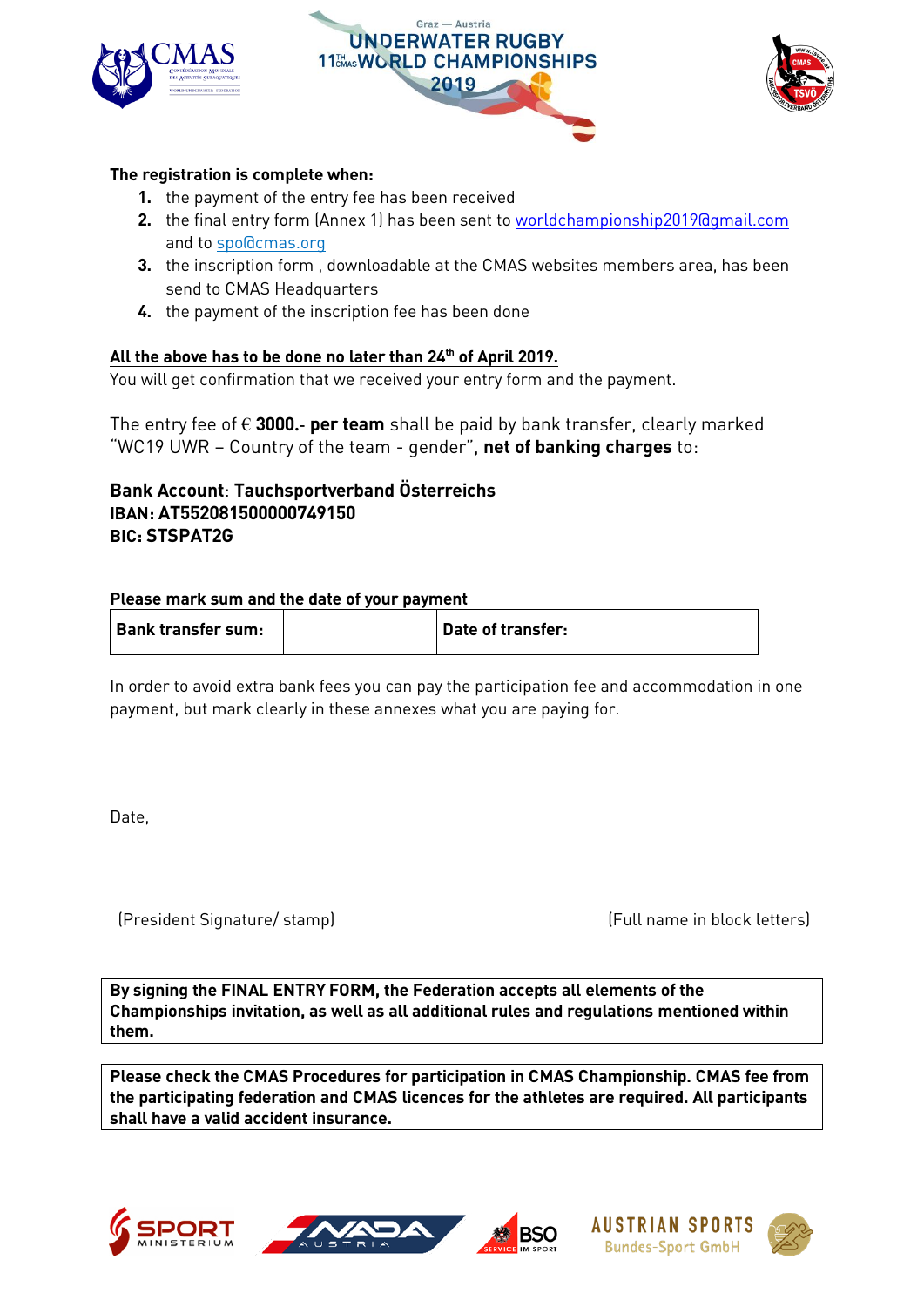**The registration is complete when:**

1. the payment of the entry fee has been received
2. the final entry form (Annex 1) has been sent to worldchampionship2019@gmail.com and to spo@cmas.org
3. the inscription form , downloadable at the CMAS websites members area, has been send to CMAS Headquarters
4. the payment of the inscription fee has been done

**All the above has to be done no later than 24th of April 2019.**

You will get confirmation that we received your entry form and the payment.

The entry fee of € **3000.- per team** shall be paid by bank transfer, clearly marked "WC19 UWR – Country of the team - gender", **net of banking charges** to:

**Bank Account**: **Tauchsportverband Österreichs**
**IBAN: AT552081500000749150**
**BIC: STSPAT2G**

**Please mark sum and the date of your payment**

| | | | |
|---|---|---|---|
| **Bank transfer sum:** | | **Date of transfer:** | |

In order to avoid extra bank fees you can pay the participation fee and accommodation in one payment, but mark clearly in these annexes what you are paying for.

Date,

(President Signature/ stamp) (Full name in block letters)

**By signing the FINAL ENTRY FORM, the Federation accepts all elements of the Championships invitation, as well as all additional rules and regulations mentioned within them.**

**Please check the CMAS Procedures for participation in CMAS Championship. CMAS fee from the participating federation and CMAS licences for the athletes are required. All participants shall have a valid accident insurance.**